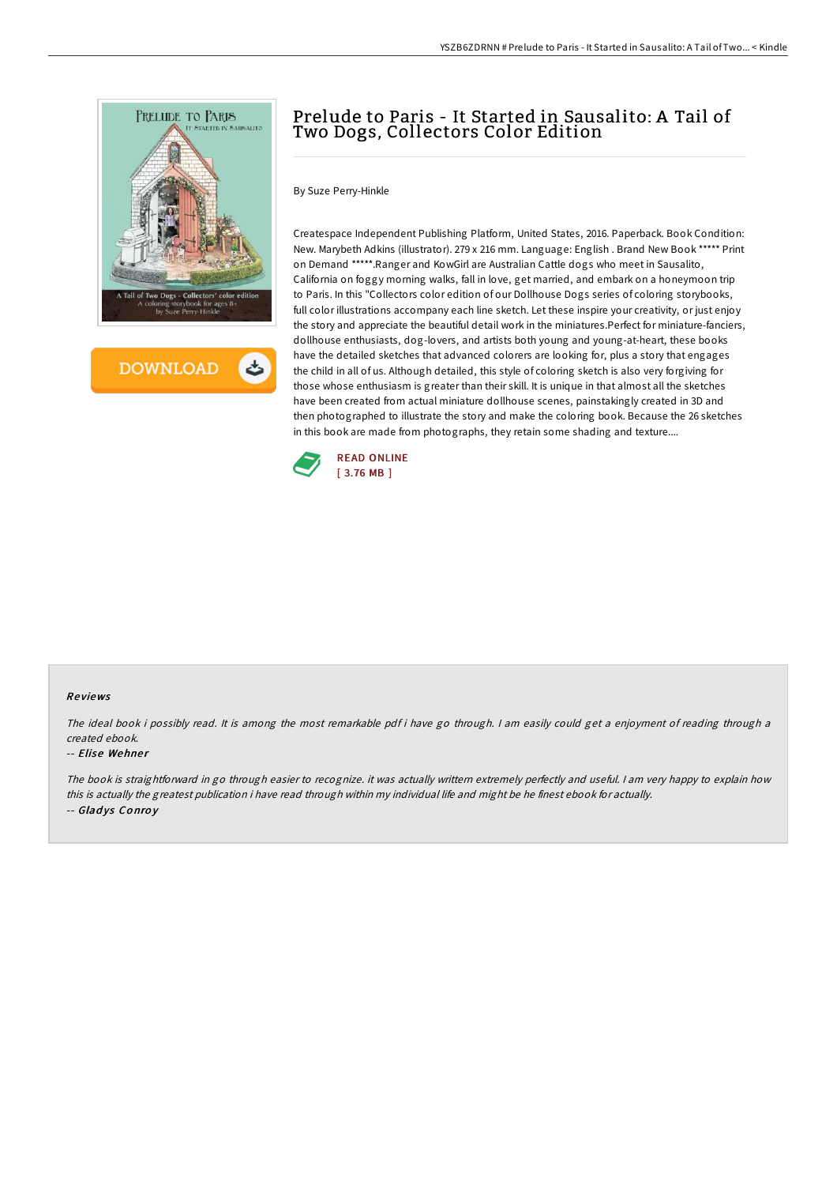# Prelude to Paris - It Started in Sausalito: A Tail of Two Dogs, Collectors Color Edition

By Suze Perry-Hinkle

Createspace Independent Publishing Platform, United States, 2016. Paperback. Book Condition: New. Marybeth Adkins (illustrator). 279 x 216 mm. Language: English . Brand New Book ***** Print on Demand *****.Ranger and KowGirl are Australian Cattle dogs who meet in Sausalito, California on foggy morning walks, fall in love, get married, and embark on a honeymoon trip to Paris. In this "Collectors color edition of our Dollhouse Dogs series of coloring storybooks, full color illustrations accompany each line sketch. Let these inspire your creativity, or just enjoy the story and appreciate the beautiful detail work in the miniatures.Perfect for miniature-fanciers, dollhouse enthusiasts, dog-lovers, and artists both young and young-at-heart, these books have the detailed sketches that advanced colorers are looking for, plus a story that engages the child in all of us. Although detailed, this style of coloring sketch is also very forgiving for those whose enthusiasm is greater than their skill. It is unique in that almost all the sketches have been created from actual miniature dollhouse scenes, painstakingly created in 3D and then photographed to illustrate the story and make the coloring book. Because the 26 sketches in this book are made from photographs, they retain some shading and texture....

READ ONLINE
[ 3.76 MB ]

### Reviews

*The ideal book i possibly read. It is among the most remarkable pdf i have go through. I am easily could get a enjoyment of reading through a created ebook.*

-- *Elise Wehner*

*The book is straightforward in go through easier to recognize. it was actually writtern extremely perfectly and useful. I am very happy to explain how this is actually the greatest publication i have read through within my individual life and might be he finest ebook for actually.*

-- *Gladys Conroy*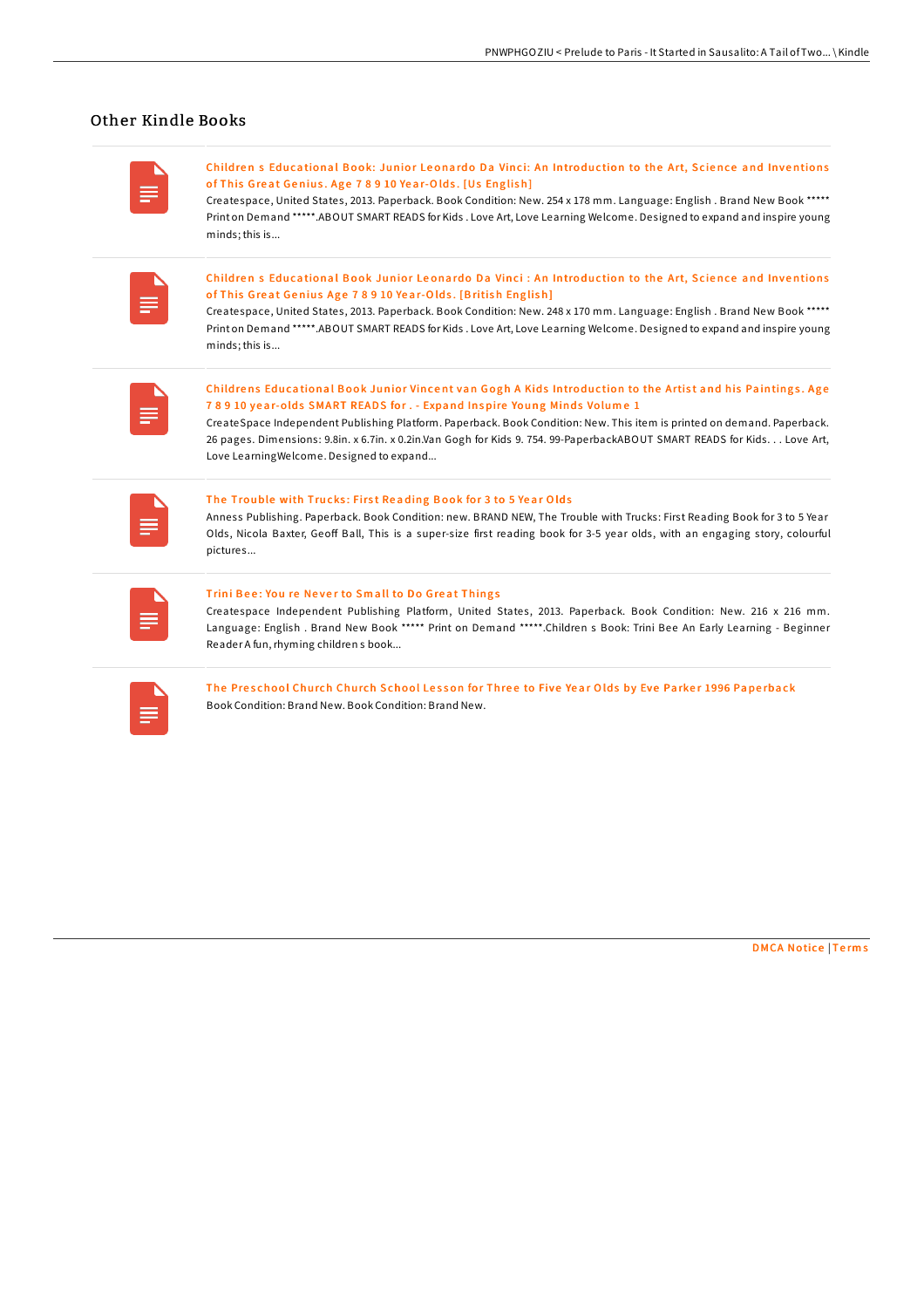## Other Kindle Books

**Children s Educational Book: Junior Leonardo Da Vinci: An Introduction to the Art, Science and Inventions of This Great Genius. Age 7 8 9 10 Year-Olds. [Us English]**

Createspace, United States, 2013. Paperback. Book Condition: New. 254 x 178 mm. Language: English . Brand New Book ***** Print on Demand *****.ABOUT SMART READS for Kids . Love Art, Love Learning Welcome. Designed to expand and inspire young minds; this is...

**Children s Educational Book Junior Leonardo Da Vinci : An Introduction to the Art, Science and Inventions of This Great Genius Age 7 8 9 10 Year-Olds. [British English]**

Createspace, United States, 2013. Paperback. Book Condition: New. 248 x 170 mm. Language: English . Brand New Book ***** Print on Demand *****.ABOUT SMART READS for Kids . Love Art, Love Learning Welcome. Designed to expand and inspire young minds; this is...

**Childrens Educational Book Junior Vincent van Gogh A Kids Introduction to the Artist and his Paintings. Age 7 8 9 10 year-olds SMART READS for . - Expand Inspire Young Minds Volume 1**

CreateSpace Independent Publishing Platform. Paperback. Book Condition: New. This item is printed on demand. Paperback. 26 pages. Dimensions: 9.8in. x 6.7in. x 0.2in.Van Gogh for Kids 9. 754. 99-PaperbackABOUT SMART READS for Kids. . . Love Art, Love LearningWelcome. Designed to expand...

**The Trouble with Trucks: First Reading Book for 3 to 5 Year Olds**

Anness Publishing. Paperback. Book Condition: new. BRAND NEW, The Trouble with Trucks: First Reading Book for 3 to 5 Year Olds, Nicola Baxter, Geoff Ball, This is a super-size first reading book for 3-5 year olds, with an engaging story, colourful pictures...

**Trini Bee: You re Never to Small to Do Great Things**

Createspace Independent Publishing Platform, United States, 2013. Paperback. Book Condition: New. 216 x 216 mm. Language: English . Brand New Book ***** Print on Demand *****.Children s Book: Trini Bee An Early Learning - Beginner Reader A fun, rhyming children s book...

**The Preschool Church Church School Lesson for Three to Five Year Olds by Eve Parker 1996 Paperback**

Book Condition: Brand New. Book Condition: Brand New.

DMCA Notice | Terms